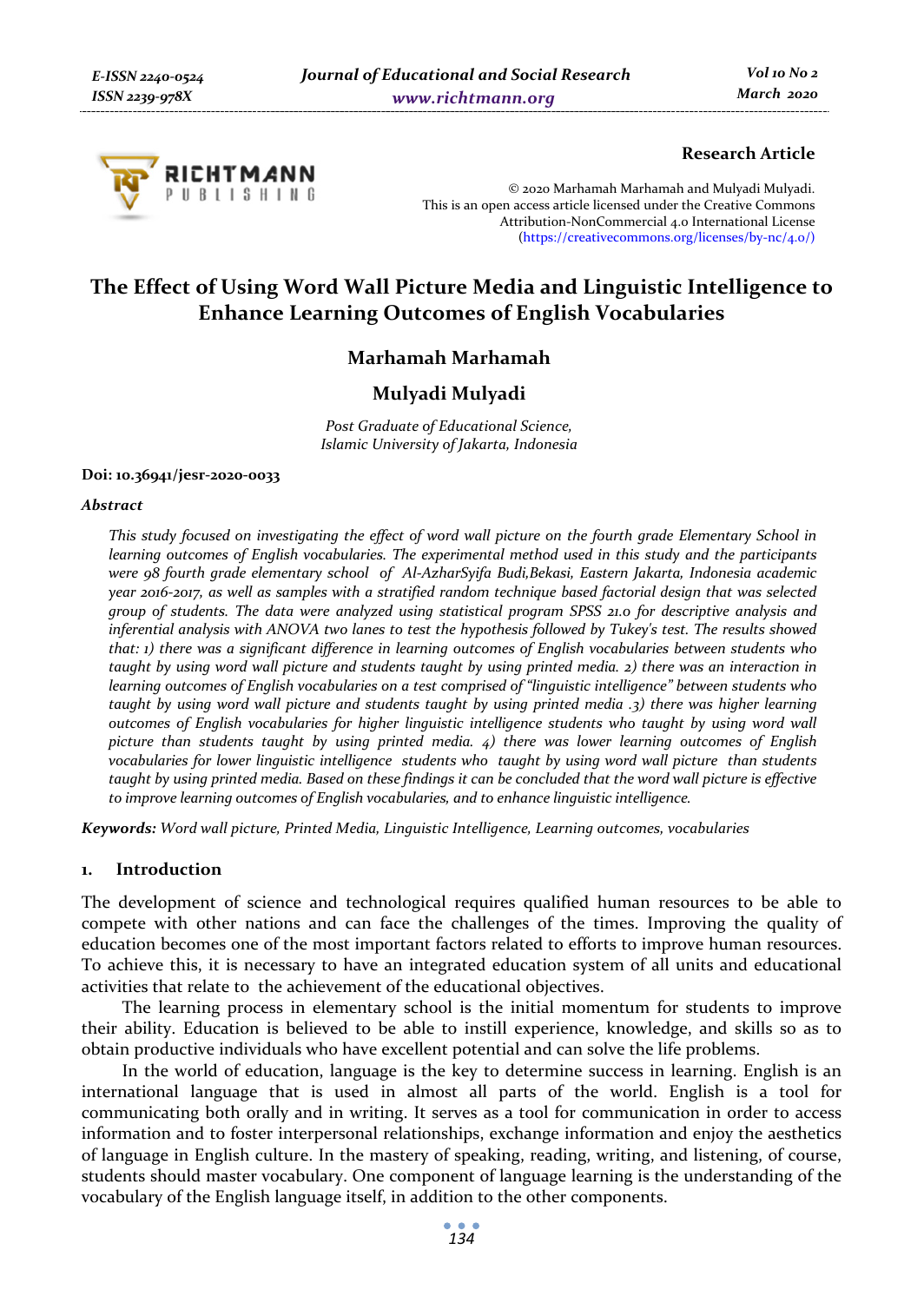Research Article

© 2020 Marhamah Marhamah and Mulyadi Mulyadi.
This is an open access article licensed under the Creative Commons Attribution-NonCommercial 4.0 International License (https://creativecommons.org/licenses/by-nc/4.0/)

# The Effect of Using Word Wall Picture Media and Linguistic Intelligence to Enhance Learning Outcomes of English Vocabularies

**Marhamah Marhamah**

**Mulyadi Mulyadi**

*Post Graduate of Educational Science,*
*Islamic University of Jakarta, Indonesia*

**Doi: 10.36941/jesr-2020-0033**

***Abstract***

*This study focused on investigating the effect of word wall picture on the fourth grade Elementary School in learning outcomes of English vocabularies. The experimental method used in this study and the participants were 98 fourth grade elementary school of Al-AzharSyifa Budi,Bekasi, Eastern Jakarta, Indonesia academic year 2016-2017, as well as samples with a stratified random technique based factorial design that was selected group of students. The data were analyzed using statistical program SPSS 21.0 for descriptive analysis and inferential analysis with ANOVA two lanes to test the hypothesis followed by Tukey's test. The results showed that: 1) there was a significant difference in learning outcomes of English vocabularies between students who taught by using word wall picture and students taught by using printed media. 2) there was an interaction in learning outcomes of English vocabularies on a test comprised of "linguistic intelligence" between students who taught by using word wall picture and students taught by using printed media .3) there was higher learning outcomes of English vocabularies for higher linguistic intelligence students who taught by using word wall picture than students taught by using printed media. 4) there was lower learning outcomes of English vocabularies for lower linguistic intelligence students who taught by using word wall picture than students taught by using printed media. Based on these findings it can be concluded that the word wall picture is effective to improve learning outcomes of English vocabularies, and to enhance linguistic intelligence.*

**Keywords:** *Word wall picture, Printed Media, Linguistic Intelligence, Learning outcomes, vocabularies*

## 1. Introduction

The development of science and technological requires qualified human resources to be able to compete with other nations and can face the challenges of the times. Improving the quality of education becomes one of the most important factors related to efforts to improve human resources. To achieve this, it is necessary to have an integrated education system of all units and educational activities that relate to the achievement of the educational objectives.

The learning process in elementary school is the initial momentum for students to improve their ability. Education is believed to be able to instill experience, knowledge, and skills so as to obtain productive individuals who have excellent potential and can solve the life problems.

In the world of education, language is the key to determine success in learning. English is an international language that is used in almost all parts of the world. English is a tool for communicating both orally and in writing. It serves as a tool for communication in order to access information and to foster interpersonal relationships, exchange information and enjoy the aesthetics of language in English culture. In the mastery of speaking, reading, writing, and listening, of course, students should master vocabulary. One component of language learning is the understanding of the vocabulary of the English language itself, in addition to the other components.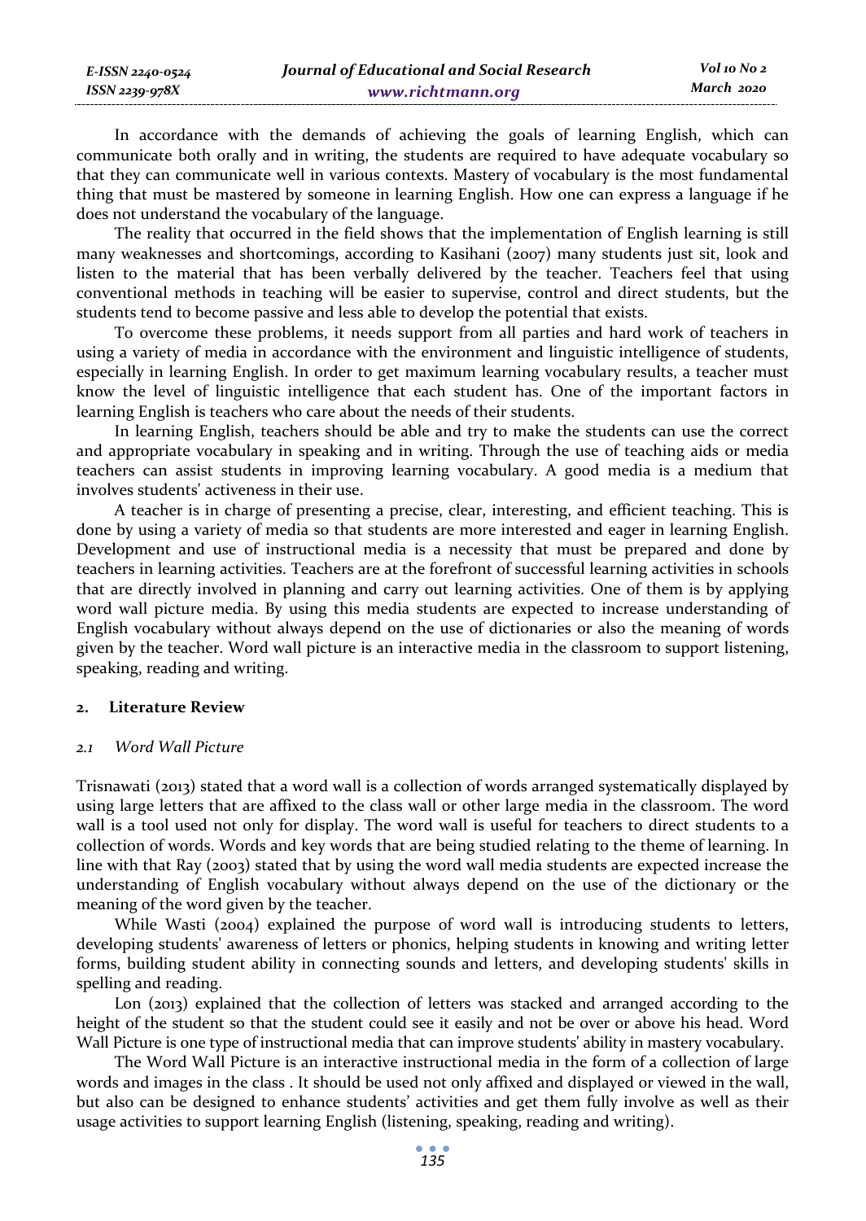In accordance with the demands of achieving the goals of learning English, which can communicate both orally and in writing, the students are required to have adequate vocabulary so that they can communicate well in various contexts. Mastery of vocabulary is the most fundamental thing that must be mastered by someone in learning English. How one can express a language if he does not understand the vocabulary of the language.

The reality that occurred in the field shows that the implementation of English learning is still many weaknesses and shortcomings, according to Kasihani (2007) many students just sit, look and listen to the material that has been verbally delivered by the teacher. Teachers feel that using conventional methods in teaching will be easier to supervise, control and direct students, but the students tend to become passive and less able to develop the potential that exists.

To overcome these problems, it needs support from all parties and hard work of teachers in using a variety of media in accordance with the environment and linguistic intelligence of students, especially in learning English. In order to get maximum learning vocabulary results, a teacher must know the level of linguistic intelligence that each student has. One of the important factors in learning English is teachers who care about the needs of their students.

In learning English, teachers should be able and try to make the students can use the correct and appropriate vocabulary in speaking and in writing. Through the use of teaching aids or media teachers can assist students in improving learning vocabulary. A good media is a medium that involves students' activeness in their use.

A teacher is in charge of presenting a precise, clear, interesting, and efficient teaching. This is done by using a variety of media so that students are more interested and eager in learning English. Development and use of instructional media is a necessity that must be prepared and done by teachers in learning activities. Teachers are at the forefront of successful learning activities in schools that are directly involved in planning and carry out learning activities. One of them is by applying word wall picture media. By using this media students are expected to increase understanding of English vocabulary without always depend on the use of dictionaries or also the meaning of words given by the teacher. Word wall picture is an interactive media in the classroom to support listening, speaking, reading and writing.

## 2. Literature Review

### *2.1 Word Wall Picture*

Trisnawati (2013) stated that a word wall is a collection of words arranged systematically displayed by using large letters that are affixed to the class wall or other large media in the classroom. The word wall is a tool used not only for display. The word wall is useful for teachers to direct students to a collection of words. Words and key words that are being studied relating to the theme of learning. In line with that Ray (2003) stated that by using the word wall media students are expected increase the understanding of English vocabulary without always depend on the use of the dictionary or the meaning of the word given by the teacher.

While Wasti (2004) explained the purpose of word wall is introducing students to letters, developing students' awareness of letters or phonics, helping students in knowing and writing letter forms, building student ability in connecting sounds and letters, and developing students' skills in spelling and reading.

Lon (2013) explained that the collection of letters was stacked and arranged according to the height of the student so that the student could see it easily and not be over or above his head. Word Wall Picture is one type of instructional media that can improve students' ability in mastery vocabulary.

The Word Wall Picture is an interactive instructional media in the form of a collection of large words and images in the class . It should be used not only affixed and displayed or viewed in the wall, but also can be designed to enhance students' activities and get them fully involve as well as their usage activities to support learning English (listening, speaking, reading and writing).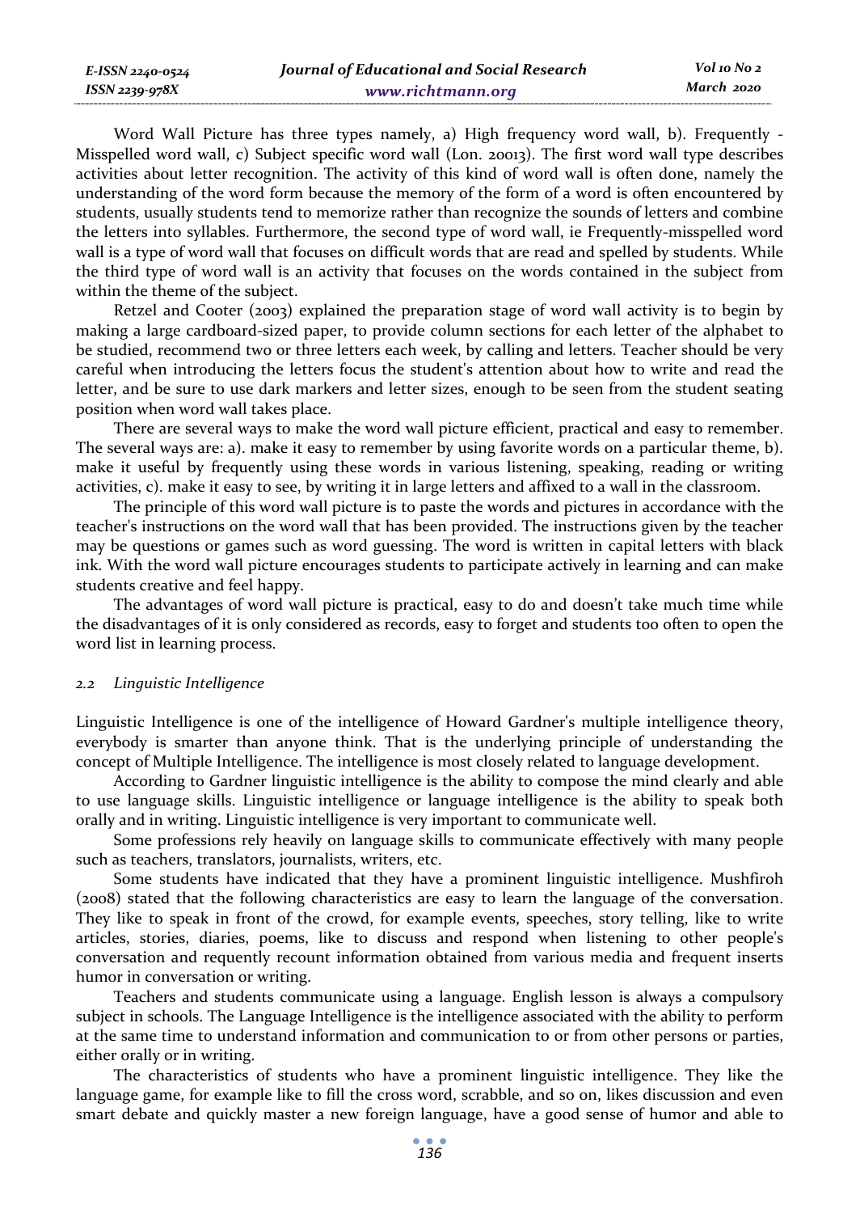Word Wall Picture has three types namely, a) High frequency word wall, b). Frequently - Misspelled word wall, c) Subject specific word wall (Lon. 20013). The first word wall type describes activities about letter recognition. The activity of this kind of word wall is often done, namely the understanding of the word form because the memory of the form of a word is often encountered by students, usually students tend to memorize rather than recognize the sounds of letters and combine the letters into syllables. Furthermore, the second type of word wall, ie Frequently-misspelled word wall is a type of word wall that focuses on difficult words that are read and spelled by students. While the third type of word wall is an activity that focuses on the words contained in the subject from within the theme of the subject.

Retzel and Cooter (2003) explained the preparation stage of word wall activity is to begin by making a large cardboard-sized paper, to provide column sections for each letter of the alphabet to be studied, recommend two or three letters each week, by calling and letters. Teacher should be very careful when introducing the letters focus the student's attention about how to write and read the letter, and be sure to use dark markers and letter sizes, enough to be seen from the student seating position when word wall takes place.

There are several ways to make the word wall picture efficient, practical and easy to remember. The several ways are: a). make it easy to remember by using favorite words on a particular theme, b). make it useful by frequently using these words in various listening, speaking, reading or writing activities, c). make it easy to see, by writing it in large letters and affixed to a wall in the classroom.

The principle of this word wall picture is to paste the words and pictures in accordance with the teacher's instructions on the word wall that has been provided. The instructions given by the teacher may be questions or games such as word guessing. The word is written in capital letters with black ink. With the word wall picture encourages students to participate actively in learning and can make students creative and feel happy.

The advantages of word wall picture is practical, easy to do and doesn't take much time while the disadvantages of it is only considered as records, easy to forget and students too often to open the word list in learning process.

### *2.2 Linguistic Intelligence*

Linguistic Intelligence is one of the intelligence of Howard Gardner's multiple intelligence theory, everybody is smarter than anyone think. That is the underlying principle of understanding the concept of Multiple Intelligence. The intelligence is most closely related to language development.

According to Gardner linguistic intelligence is the ability to compose the mind clearly and able to use language skills. Linguistic intelligence or language intelligence is the ability to speak both orally and in writing. Linguistic intelligence is very important to communicate well.

Some professions rely heavily on language skills to communicate effectively with many people such as teachers, translators, journalists, writers, etc.

Some students have indicated that they have a prominent linguistic intelligence. Mushfiroh (2008) stated that the following characteristics are easy to learn the language of the conversation. They like to speak in front of the crowd, for example events, speeches, story telling, like to write articles, stories, diaries, poems, like to discuss and respond when listening to other people's conversation and requently recount information obtained from various media and frequent inserts humor in conversation or writing.

Teachers and students communicate using a language. English lesson is always a compulsory subject in schools. The Language Intelligence is the intelligence associated with the ability to perform at the same time to understand information and communication to or from other persons or parties, either orally or in writing.

The characteristics of students who have a prominent linguistic intelligence. They like the language game, for example like to fill the cross word, scrabble, and so on, likes discussion and even smart debate and quickly master a new foreign language, have a good sense of humor and able to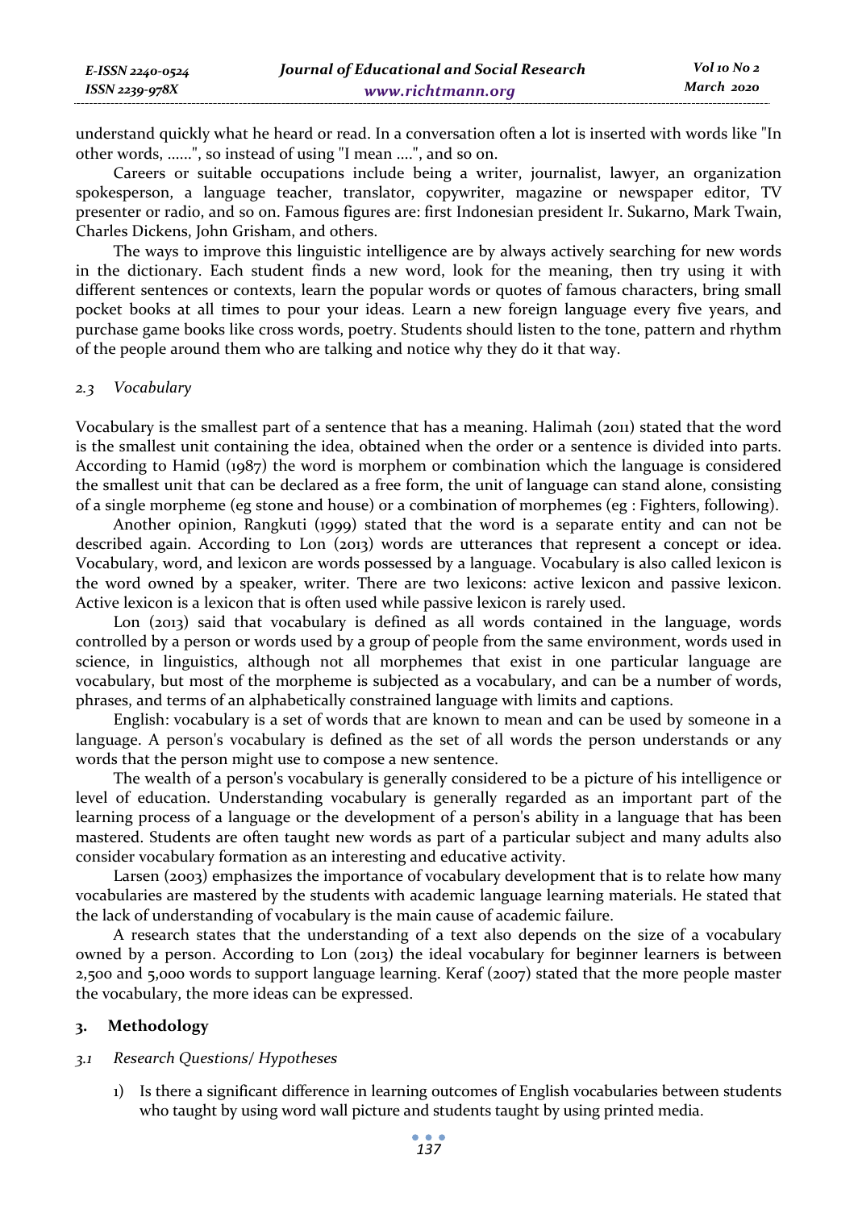understand quickly what he heard or read. In a conversation often a lot is inserted with words like "In other words, ......", so instead of using "I mean ....", and so on.

Careers or suitable occupations include being a writer, journalist, lawyer, an organization spokesperson, a language teacher, translator, copywriter, magazine or newspaper editor, TV presenter or radio, and so on. Famous figures are: first Indonesian president Ir. Sukarno, Mark Twain, Charles Dickens, John Grisham, and others.

The ways to improve this linguistic intelligence are by always actively searching for new words in the dictionary. Each student finds a new word, look for the meaning, then try using it with different sentences or contexts, learn the popular words or quotes of famous characters, bring small pocket books at all times to pour your ideas. Learn a new foreign language every five years, and purchase game books like cross words, poetry. Students should listen to the tone, pattern and rhythm of the people around them who are talking and notice why they do it that way.

### *2.3 Vocabulary*

Vocabulary is the smallest part of a sentence that has a meaning. Halimah (2011) stated that the word is the smallest unit containing the idea, obtained when the order or a sentence is divided into parts. According to Hamid (1987) the word is morphem or combination which the language is considered the smallest unit that can be declared as a free form, the unit of language can stand alone, consisting of a single morpheme (eg stone and house) or a combination of morphemes (eg : Fighters, following).

Another opinion, Rangkuti (1999) stated that the word is a separate entity and can not be described again. According to Lon (2013) words are utterances that represent a concept or idea. Vocabulary, word, and lexicon are words possessed by a language. Vocabulary is also called lexicon is the word owned by a speaker, writer. There are two lexicons: active lexicon and passive lexicon. Active lexicon is a lexicon that is often used while passive lexicon is rarely used.

Lon (2013) said that vocabulary is defined as all words contained in the language, words controlled by a person or words used by a group of people from the same environment, words used in science, in linguistics, although not all morphemes that exist in one particular language are vocabulary, but most of the morpheme is subjected as a vocabulary, and can be a number of words, phrases, and terms of an alphabetically constrained language with limits and captions.

English: vocabulary is a set of words that are known to mean and can be used by someone in a language. A person's vocabulary is defined as the set of all words the person understands or any words that the person might use to compose a new sentence.

The wealth of a person's vocabulary is generally considered to be a picture of his intelligence or level of education. Understanding vocabulary is generally regarded as an important part of the learning process of a language or the development of a person's ability in a language that has been mastered. Students are often taught new words as part of a particular subject and many adults also consider vocabulary formation as an interesting and educative activity.

Larsen (2003) emphasizes the importance of vocabulary development that is to relate how many vocabularies are mastered by the students with academic language learning materials. He stated that the lack of understanding of vocabulary is the main cause of academic failure.

A research states that the understanding of a text also depends on the size of a vocabulary owned by a person. According to Lon (2013) the ideal vocabulary for beginner learners is between 2,500 and 5,000 words to support language learning. Keraf (2007) stated that the more people master the vocabulary, the more ideas can be expressed.

## 3. Methodology

### *3.1 Research Questions/ Hypotheses*

1) Is there a significant difference in learning outcomes of English vocabularies between students who taught by using word wall picture and students taught by using printed media.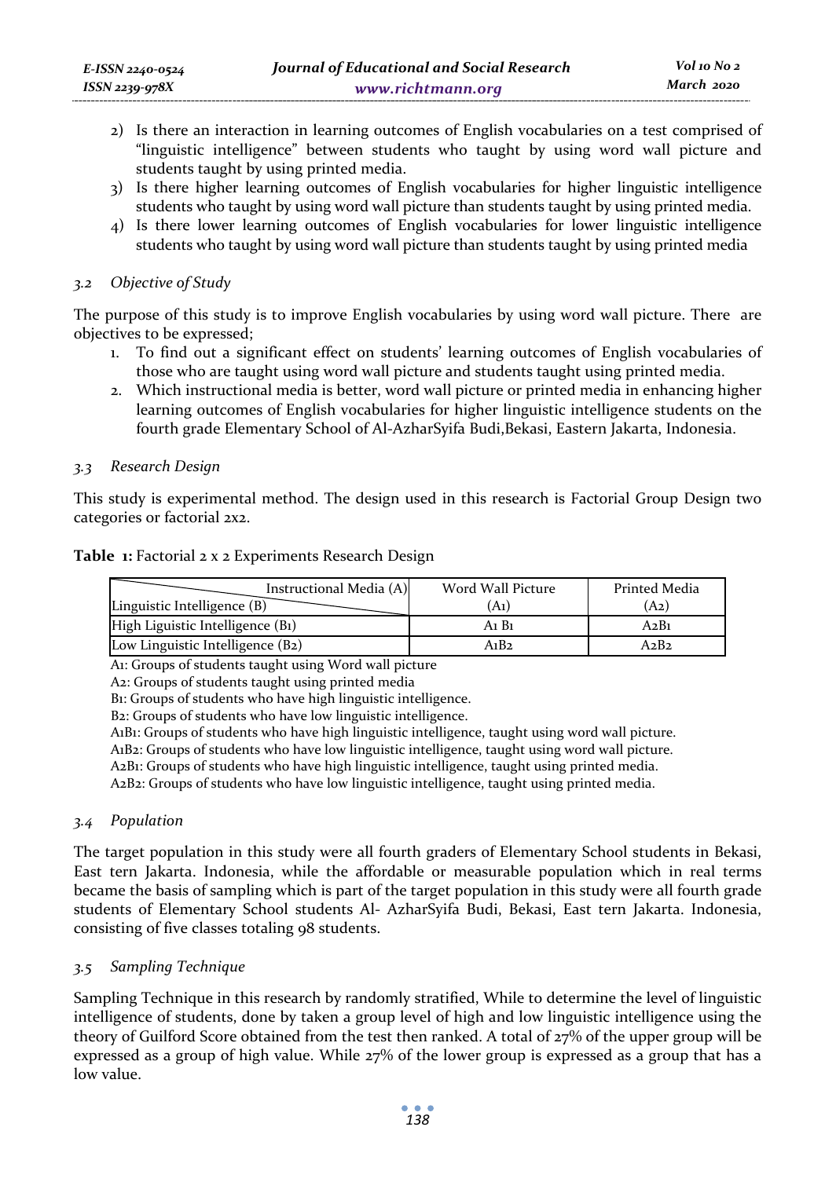2) Is there an interaction in learning outcomes of English vocabularies on a test comprised of "linguistic intelligence" between students who taught by using word wall picture and students taught by using printed media.
3) Is there higher learning outcomes of English vocabularies for higher linguistic intelligence students who taught by using word wall picture than students taught by using printed media.
4) Is there lower learning outcomes of English vocabularies for lower linguistic intelligence students who taught by using word wall picture than students taught by using printed media

### *3.2 Objective of Study*

The purpose of this study is to improve English vocabularies by using word wall picture. There are objectives to be expressed;

1. To find out a significant effect on students' learning outcomes of English vocabularies of those who are taught using word wall picture and students taught using printed media.
2. Which instructional media is better, word wall picture or printed media in enhancing higher learning outcomes of English vocabularies for higher linguistic intelligence students on the fourth grade Elementary School of Al-AzharSyifa Budi,Bekasi, Eastern Jakarta, Indonesia.

### *3.3 Research Design*

This study is experimental method. The design used in this research is Factorial Group Design two categories or factorial 2x2.

**Table 1:** Factorial 2 x 2 Experiments Research Design

| Instructional Media (A) / Linguistic Intelligence (B) | Word Wall Picture (A1) | Printed Media (A2) |
|---|---|---|
| High Liguistic Intelligence (B1) | A1 B1 | A2B1 |
| Low Linguistic Intelligence (B2) | A1B2 | A2B2 |

A1: Groups of students taught using Word wall picture
A2: Groups of students taught using printed media
B1: Groups of students who have high linguistic intelligence.
B2: Groups of students who have low linguistic intelligence.
A1B1: Groups of students who have high linguistic intelligence, taught using word wall picture.
A1B2: Groups of students who have low linguistic intelligence, taught using word wall picture.
A2B1: Groups of students who have high linguistic intelligence, taught using printed media.
A2B2: Groups of students who have low linguistic intelligence, taught using printed media.

### *3.4 Population*

The target population in this study were all fourth graders of Elementary School students in Bekasi, East tern Jakarta. Indonesia, while the affordable or measurable population which in real terms became the basis of sampling which is part of the target population in this study were all fourth grade students of Elementary School students Al- AzharSyifa Budi, Bekasi, East tern Jakarta. Indonesia, consisting of five classes totaling 98 students.

### *3.5 Sampling Technique*

Sampling Technique in this research by randomly stratified, While to determine the level of linguistic intelligence of students, done by taken a group level of high and low linguistic intelligence using the theory of Guilford Score obtained from the test then ranked. A total of 27% of the upper group will be expressed as a group of high value. While 27% of the lower group is expressed as a group that has a low value.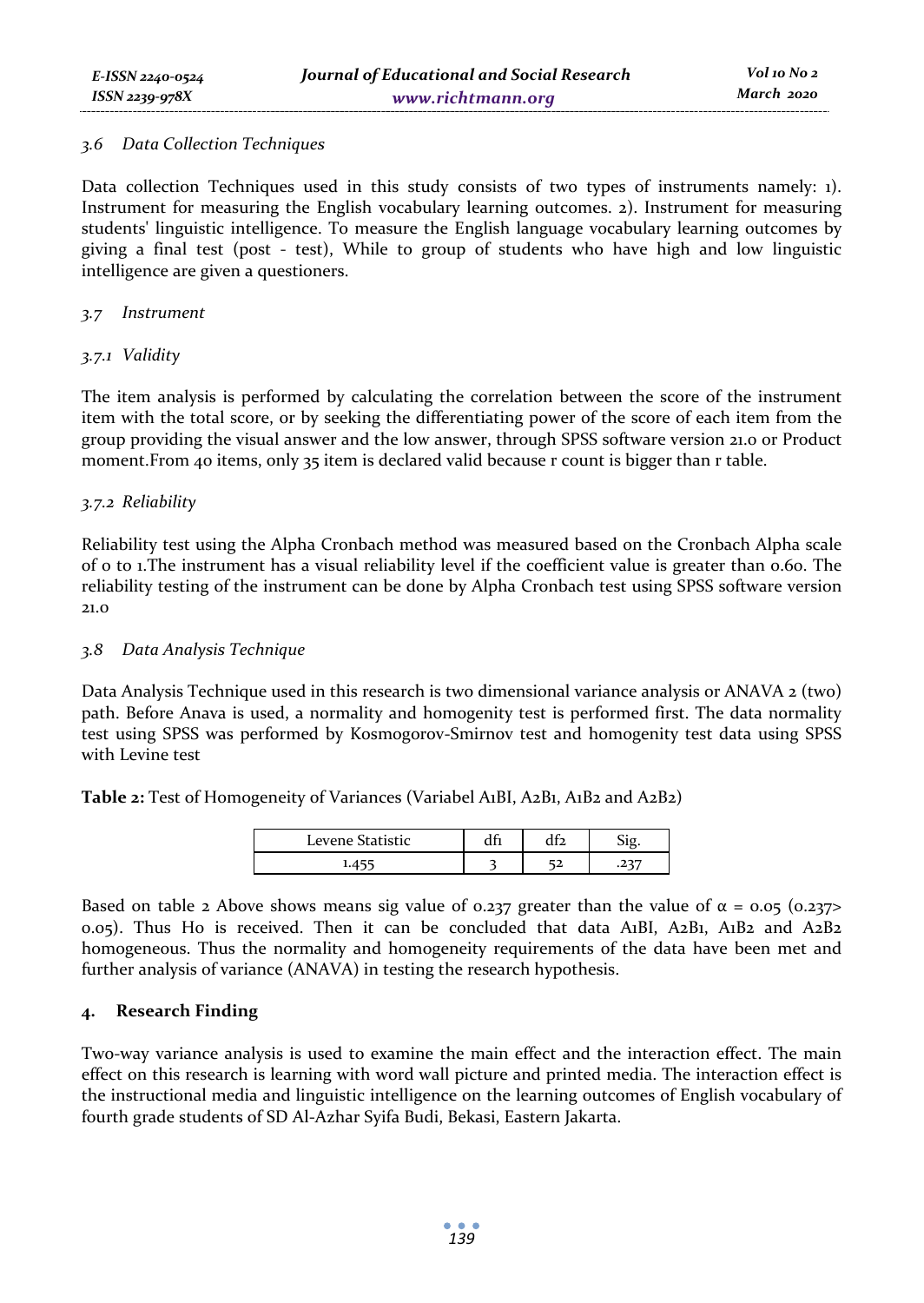### 3.6 Data Collection Techniques

Data collection Techniques used in this study consists of two types of instruments namely: 1). Instrument for measuring the English vocabulary learning outcomes. 2). Instrument for measuring students' linguistic intelligence. To measure the English language vocabulary learning outcomes by giving a final test (post - test), While to group of students who have high and low linguistic intelligence are given a questioners.

### 3.7 Instrument

#### 3.7.1 Validity

The item analysis is performed by calculating the correlation between the score of the instrument item with the total score, or by seeking the differentiating power of the score of each item from the group providing the visual answer and the low answer, through SPSS software version 21.0 or Product moment.From 40 items, only 35 item is declared valid because r count is bigger than r table.

#### 3.7.2 Reliability

Reliability test using the Alpha Cronbach method was measured based on the Cronbach Alpha scale of 0 to 1.The instrument has a visual reliability level if the coefficient value is greater than 0.60. The reliability testing of the instrument can be done by Alpha Cronbach test using SPSS software version 21.0

### 3.8 Data Analysis Technique

Data Analysis Technique used in this research is two dimensional variance analysis or ANAVA 2 (two) path. Before Anava is used, a normality and homogenity test is performed first. The data normality test using SPSS was performed by Kosmogorov-Smirnov test and homogenity test data using SPSS with Levine test

**Table 2:** Test of Homogeneity of Variances (Variabel A1BI, A2B1, A1B2 and A2B2)

| Levene Statistic | df1 | df2 | Sig. |
|---|---|---|---|
| 1.455 | 3 | 52 | .237 |

Based on table 2 Above shows means sig value of 0.237 greater than the value of $\alpha = 0.05$ ($0.237 > 0.05$). Thus Ho is received. Then it can be concluded that data A1BI, A2B1, A1B2 and A2B2 homogeneous. Thus the normality and homogeneity requirements of the data have been met and further analysis of variance (ANAVA) in testing the research hypothesis.

## 4. Research Finding

Two-way variance analysis is used to examine the main effect and the interaction effect. The main effect on this research is learning with word wall picture and printed media. The interaction effect is the instructional media and linguistic intelligence on the learning outcomes of English vocabulary of fourth grade students of SD Al-Azhar Syifa Budi, Bekasi, Eastern Jakarta.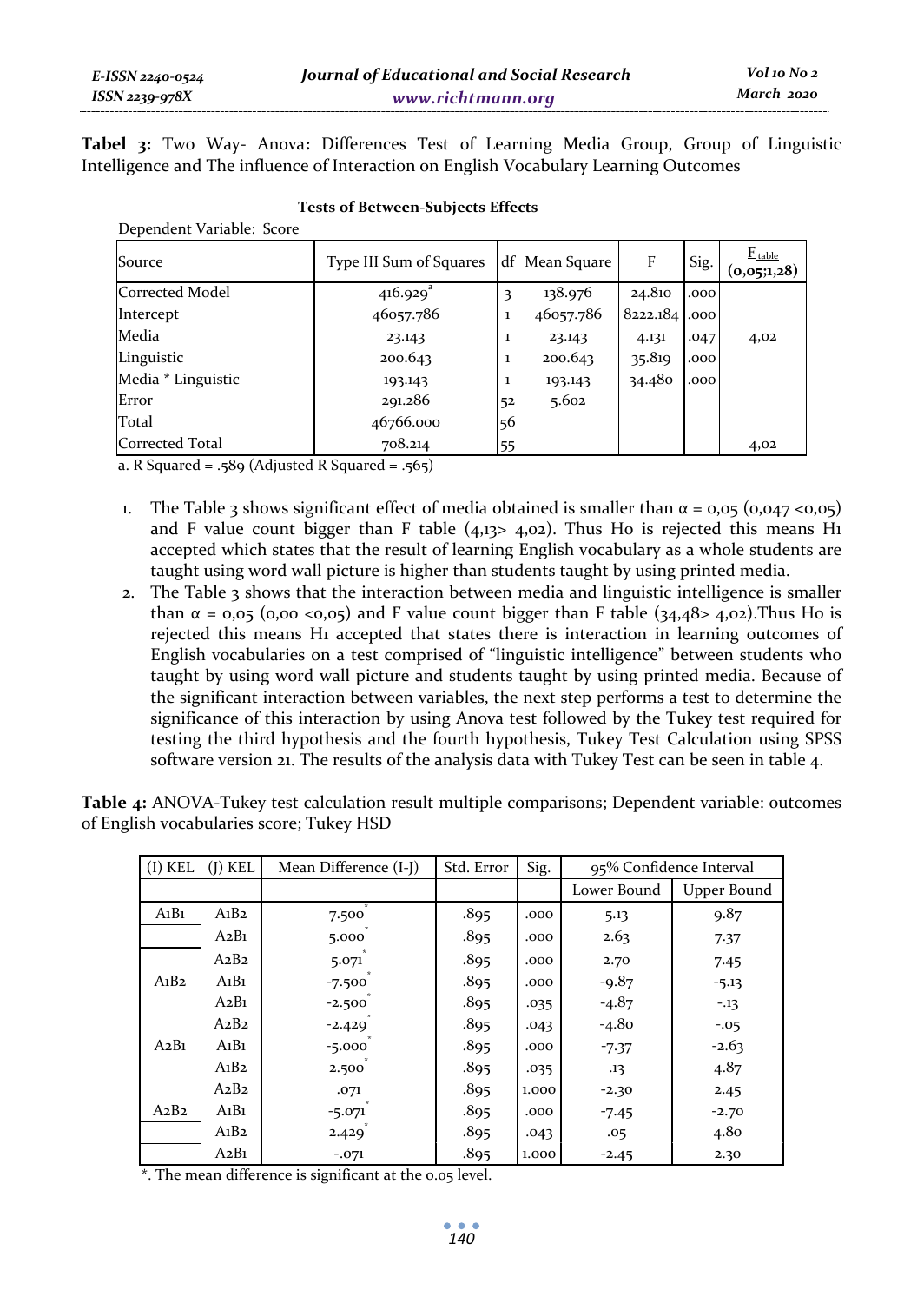**Tabel 3:** Two Way- Anova**:** Differences Test of Learning Media Group, Group of Linguistic Intelligence and The influence of Interaction on English Vocabulary Learning Outcomes

**Tests of Between-Subjects Effects**

Dependent Variable: Score

| Source | Type III Sum of Squares | df | Mean Square | F | Sig. | $F_{table}$ **(0,05;1,28)** |
|---|---|---|---|---|---|---|
| Corrected Model | 416.929[a] | 3 | 138.976 | 24.810 | .000 | |
| Intercept | 46057.786 | 1 | 46057.786 | 8222.184 | .000 | |
| Media | 23.143 | 1 | 23.143 | 4.131 | .047 | 4,02 |
| Linguistic | 200.643 | 1 | 200.643 | 35.819 | .000 | |
| Media * Linguistic | 193.143 | 1 | 193.143 | 34.480 | .000 | |
| Error | 291.286 | 52 | 5.602 | | | |
| Total | 46766.000 | 56 | | | | |
| Corrected Total | 708.214 | 55 | | | | 4,02 |

a. R Squared = .589 (Adjusted R Squared = .565)

1. The Table 3 shows significant effect of media obtained is smaller than $\alpha$ = 0,05 (0,047 <0,05) and F value count bigger than F table (4,13> 4,02). Thus Ho is rejected this means H1 accepted which states that the result of learning English vocabulary as a whole students are taught using word wall picture is higher than students taught by using printed media.
2. The Table 3 shows that the interaction between media and linguistic intelligence is smaller than $\alpha$ = 0,05 (0,00 <0,05) and F value count bigger than F table (34,48> 4,02).Thus Ho is rejected this means H1 accepted that states there is interaction in learning outcomes of English vocabularies on a test comprised of "linguistic intelligence" between students who taught by using word wall picture and students taught by using printed media. Because of the significant interaction between variables, the next step performs a test to determine the significance of this interaction by using Anova test followed by the Tukey test required for testing the third hypothesis and the fourth hypothesis, Tukey Test Calculation using SPSS software version 21. The results of the analysis data with Tukey Test can be seen in table 4.

**Table 4:** ANOVA-Tukey test calculation result multiple comparisons; Dependent variable: outcomes of English vocabularies score; Tukey HSD

| (I) KEL | (J) KEL | Mean Difference (I-J) | Std. Error | Sig. | 95% Confidence Interval | |
|---|---|---|---|---|---|---|
| | | | | | Lower Bound | Upper Bound |
| A1B1 | A1B2 | 7.500* | .895 | .000 | 5.13 | 9.87 |
| | A2B1 | 5.000* | .895 | .000 | 2.63 | 7.37 |
| | A2B2 | 5.071* | .895 | .000 | 2.70 | 7.45 |
| A1B2 | A1B1 | -7.500* | .895 | .000 | -9.87 | -5.13 |
| | A2B1 | -2.500* | .895 | .035 | -4.87 | -.13 |
| | A2B2 | -2.429* | .895 | .043 | -4.80 | -.05 |
| A2B1 | A1B1 | -5.000* | .895 | .000 | -7.37 | -2.63 |
| | A1B2 | 2.500* | .895 | .035 | .13 | 4.87 |
| | A2B2 | .071 | .895 | 1.000 | -2.30 | 2.45 |
| A2B2 | A1B1 | -5.071* | .895 | .000 | -7.45 | -2.70 |
| | A1B2 | 2.429* | .895 | .043 | .05 | 4.80 |
| | A2B1 | -.071 | .895 | 1.000 | -2.45 | 2.30 |

*. The mean difference is significant at the 0.05 level.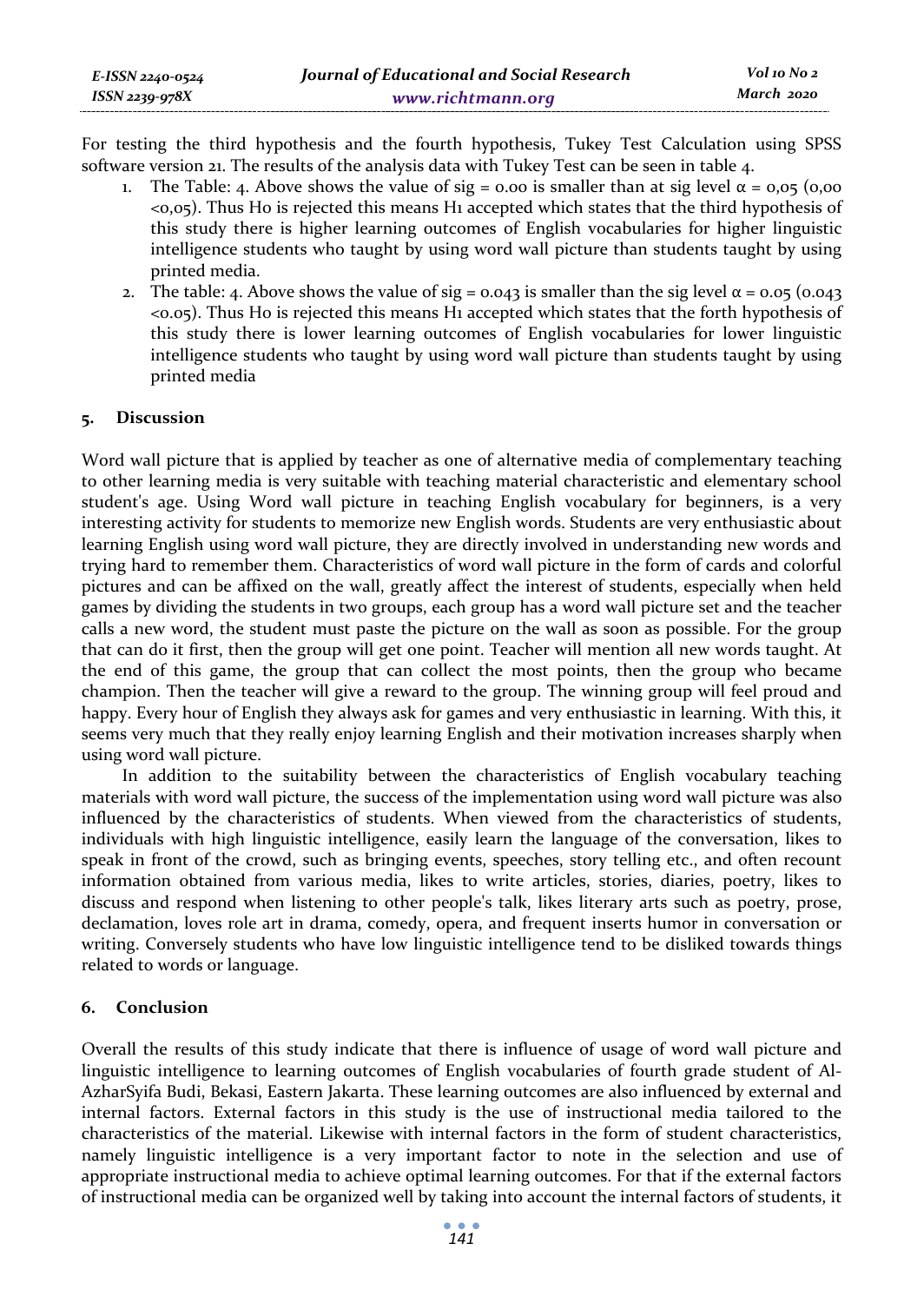For testing the third hypothesis and the fourth hypothesis, Tukey Test Calculation using SPSS software version 21. The results of the analysis data with Tukey Test can be seen in table 4.

1. The Table: 4. Above shows the value of sig = 0.00 is smaller than at sig level α = 0,05 (0,00 <0,05). Thus Ho is rejected this means H1 accepted which states that the third hypothesis of this study there is higher learning outcomes of English vocabularies for higher linguistic intelligence students who taught by using word wall picture than students taught by using printed media.
2. The table: 4. Above shows the value of sig = 0.043 is smaller than the sig level α = 0.05 (0.043 <0.05). Thus Ho is rejected this means H1 accepted which states that the forth hypothesis of this study there is lower learning outcomes of English vocabularies for lower linguistic intelligence students who taught by using word wall picture than students taught by using printed media

## 5. Discussion

Word wall picture that is applied by teacher as one of alternative media of complementary teaching to other learning media is very suitable with teaching material characteristic and elementary school student's age. Using Word wall picture in teaching English vocabulary for beginners, is a very interesting activity for students to memorize new English words. Students are very enthusiastic about learning English using word wall picture, they are directly involved in understanding new words and trying hard to remember them. Characteristics of word wall picture in the form of cards and colorful pictures and can be affixed on the wall, greatly affect the interest of students, especially when held games by dividing the students in two groups, each group has a word wall picture set and the teacher calls a new word, the student must paste the picture on the wall as soon as possible. For the group that can do it first, then the group will get one point. Teacher will mention all new words taught. At the end of this game, the group that can collect the most points, then the group who became champion. Then the teacher will give a reward to the group. The winning group will feel proud and happy. Every hour of English they always ask for games and very enthusiastic in learning. With this, it seems very much that they really enjoy learning English and their motivation increases sharply when using word wall picture.

In addition to the suitability between the characteristics of English vocabulary teaching materials with word wall picture, the success of the implementation using word wall picture was also influenced by the characteristics of students. When viewed from the characteristics of students, individuals with high linguistic intelligence, easily learn the language of the conversation, likes to speak in front of the crowd, such as bringing events, speeches, story telling etc., and often recount information obtained from various media, likes to write articles, stories, diaries, poetry, likes to discuss and respond when listening to other people's talk, likes literary arts such as poetry, prose, declamation, loves role art in drama, comedy, opera, and frequent inserts humor in conversation or writing. Conversely students who have low linguistic intelligence tend to be disliked towards things related to words or language.

## 6. Conclusion

Overall the results of this study indicate that there is influence of usage of word wall picture and linguistic intelligence to learning outcomes of English vocabularies of fourth grade student of Al-AzharSyifa Budi, Bekasi, Eastern Jakarta. These learning outcomes are also influenced by external and internal factors. External factors in this study is the use of instructional media tailored to the characteristics of the material. Likewise with internal factors in the form of student characteristics, namely linguistic intelligence is a very important factor to note in the selection and use of appropriate instructional media to achieve optimal learning outcomes. For that if the external factors of instructional media can be organized well by taking into account the internal factors of students, it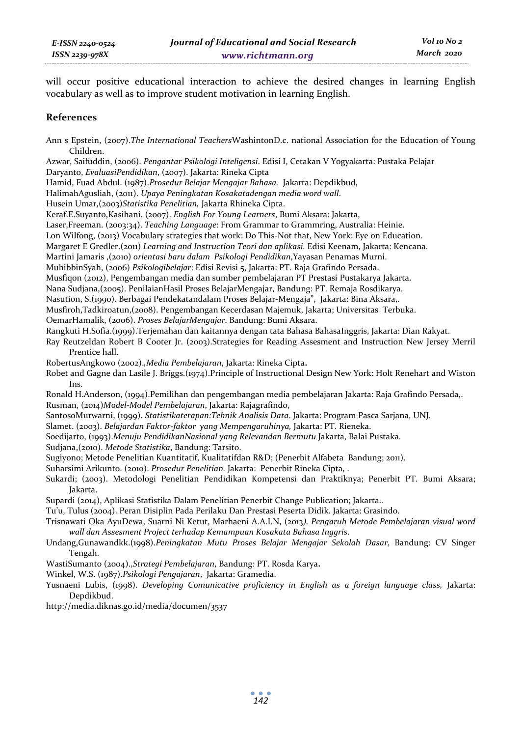will occur positive educational interaction to achieve the desired changes in learning English vocabulary as well as to improve student motivation in learning English.

## References

Ann s Epstein, (2007).*The International Teachers*WashintonD.c. national Association for the Education of Young Children.

Azwar, Saifuddin, (2006). *Pengantar Psikologi Inteligensi*. Edisi I, Cetakan V Yogyakarta: Pustaka Pelajar

Daryanto, *EvaluasiPendidikan*, (2007). Jakarta: Rineka Cipta

Hamid, Fuad Abdul. (1987).*Prosedur Belajar Mengajar Bahasa.* Jakarta: Depdikbud,

HalimahAgusliah, (2011). *Upaya Peningkatan Kosakatadengan media word wall.*

Husein Umar,(2003)*Statistika Penelitian,* Jakarta Rhineka Cipta.

Keraf.E.Suyanto,Kasihani. (2007). *English For Young Learners*, Bumi Aksara: Jakarta,

Laser,Freeman. (2003:34). *Teaching Language*: From Grammar to Grammring, Australia: Heinie.

Lon Wilfong, (2013) Vocabulary strategies that work: Do This-Not that, New York: Eye on Education.

Margaret E Gredler.(2011) *Learning and Instruction Teori dan aplikasi.* Edisi Keenam, Jakarta: Kencana.

Martini Jamaris ,(2010) *orientasi baru dalam Psikologi Pendidikan*,Yayasan Penamas Murni.

MuhibbinSyah, (2006) *Psikologibelajar*: Edisi Revisi 5, Jakarta: PT. Raja Grafindo Persada.

Musfiqon (2012), Pengembangan media dan sumber pembelajaran PT Prestasi Pustakarya Jakarta.

Nana Sudjana,(2005). PenilaianHasil Proses BelajarMengajar, Bandung: PT. Remaja Rosdikarya.

Nasution, S.(1990). Berbagai Pendekatandalam Proses Belajar-Mengaja", Jakarta: Bina Aksara,.

Musfiroh,Tadkiroatun,(2008). Pengembangan Kecerdasan Majemuk, Jakarta; Universitas Terbuka.

OemarHamalik, (2006). *Proses BelajarMengajar*. Bandung: Bumi Aksara.

Rangkuti H.Sofia.(1999).Terjemahan dan kaitannya dengan tata Bahasa BahasaInggris, Jakarta: Dian Rakyat.

Ray Reutzeldan Robert B Cooter Jr. (2003).Strategies for Reading Assesment and Instruction New Jersey Merril Prentice hall.

RobertusAngkowo (2002).,*Media Pembelajaran*, Jakarta: Rineka Cipta.

Robet and Gagne dan Lasile J. Briggs.(1974).Principle of Instructional Design New York: Holt Renehart and Wiston Ins.

Ronald H.Anderson, (1994).Pemilihan dan pengembangan media pembelajaran Jakarta: Raja Grafindo Persada,.

Rusman, (2014)*Model-Model Pembelajaran*, Jakarta: Rajagrafindo,

SantosoMurwarni, (1999). *Statistikaterapan:Tehnik Analisis Data*. Jakarta: Program Pasca Sarjana, UNJ.

Slamet. (2003). *Belajardan Faktor-faktor yang Mempengaruhinya,* Jakarta: PT. Rieneka.

Soedijarto, (1993).*Menuju PendidikanNasional yang Relevandan Bermutu* Jakarta, Balai Pustaka.

Sudjana,(2010). *Metode Statistika*, Bandung: Tarsito.

Sugiyono; Metode Penelitian Kuantitatif, Kualitatifdan R&D; (Penerbit Alfabeta Bandung; 2011).

Suharsimi Arikunto. (2010). *Prosedur Penelitian.* Jakarta: Penerbit Rineka Cipta, .

Sukardi; (2003). Metodologi Penelitian Pendidikan Kompetensi dan Praktiknya; Penerbit PT. Bumi Aksara; Jakarta.

Supardi (2014), Aplikasi Statistika Dalam Penelitian Penerbit Change Publication; Jakarta..

Tu'u, Tulus (2004). Peran Disiplin Pada Perilaku Dan Prestasi Peserta Didik. Jakarta: Grasindo.

Trisnawati Oka AyuDewa, Suarni Ni Ketut, Marhaeni A.A.I.N, (2013*). Pengaruh Metode Pembelajaran visual word wall dan Assesment Project terhadap Kemampuan Kosakata Bahasa Inggris.*

Undang,Gunawandkk.(1998).*Peningkatan Mutu Proses Belajar Mengajar Sekolah Dasar*, Bandung: CV Singer Tengah.

WastiSumanto (2004).,*Strategi Pembelajaran*, Bandung: PT. Rosda Karya.

Winkel, W.S. (1987).*Psikologi Pengajaran*, Jakarta: Gramedia.

Yusnaeni Lubis, (1998). *Developing Comunicative proficiency in English as a foreign language class,* Jakarta: Depdikbud.

http://media.diknas.go.id/media/documen/3537